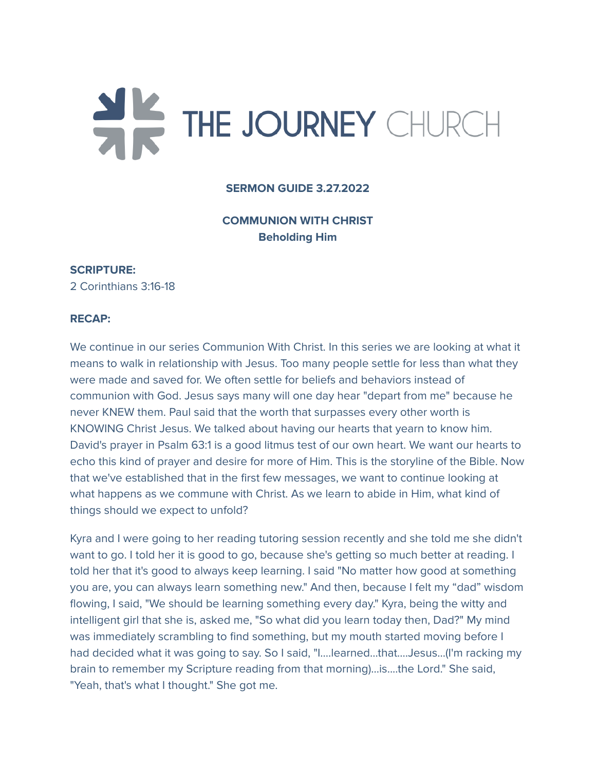# THE JOURNEY CHURCH

**SERMON GUIDE 3.27.2022**

**COMMUNION WITH CHRIST**
**Beholding Him**

**SCRIPTURE:**
2 Corinthians 3:16-18

**RECAP:**

We continue in our series Communion With Christ. In this series we are looking at what it means to walk in relationship with Jesus. Too many people settle for less than what they were made and saved for. We often settle for beliefs and behaviors instead of communion with God. Jesus says many will one day hear "depart from me" because he never KNEW them. Paul said that the worth that surpasses every other worth is KNOWING Christ Jesus. We talked about having our hearts that yearn to know him. David's prayer in Psalm 63:1 is a good litmus test of our own heart. We want our hearts to echo this kind of prayer and desire for more of Him. This is the storyline of the Bible. Now that we've established that in the first few messages, we want to continue looking at what happens as we commune with Christ. As we learn to abide in Him, what kind of things should we expect to unfold?

Kyra and I were going to her reading tutoring session recently and she told me she didn't want to go. I told her it is good to go, because she's getting so much better at reading. I told her that it's good to always keep learning. I said "No matter how good at something you are, you can always learn something new." And then, because I felt my "dad" wisdom flowing, I said, "We should be learning something every day." Kyra, being the witty and intelligent girl that she is, asked me, "So what did you learn today then, Dad?" My mind was immediately scrambling to find something, but my mouth started moving before I had decided what it was going to say. So I said, "I....learned...that....Jesus...(I'm racking my brain to remember my Scripture reading from that morning)...is....the Lord." She said, "Yeah, that's what I thought." She got me.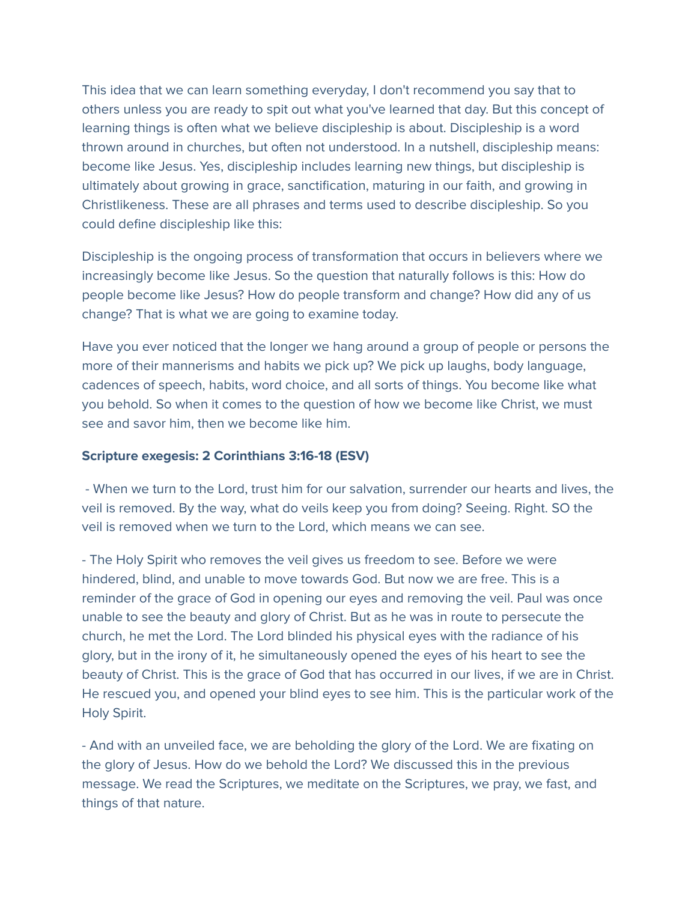This idea that we can learn something everyday, I don't recommend you say that to others unless you are ready to spit out what you've learned that day. But this concept of learning things is often what we believe discipleship is about. Discipleship is a word thrown around in churches, but often not understood. In a nutshell, discipleship means: become like Jesus. Yes, discipleship includes learning new things, but discipleship is ultimately about growing in grace, sanctification, maturing in our faith, and growing in Christlikeness. These are all phrases and terms used to describe discipleship. So you could define discipleship like this:

Discipleship is the ongoing process of transformation that occurs in believers where we increasingly become like Jesus. So the question that naturally follows is this: How do people become like Jesus? How do people transform and change? How did any of us change? That is what we are going to examine today.

Have you ever noticed that the longer we hang around a group of people or persons the more of their mannerisms and habits we pick up? We pick up laughs, body language, cadences of speech, habits, word choice, and all sorts of things. You become like what you behold. So when it comes to the question of how we become like Christ, we must see and savor him, then we become like him.

**Scripture exegesis: 2 Corinthians 3:16-18 (ESV)**

- When we turn to the Lord, trust him for our salvation, surrender our hearts and lives, the veil is removed. By the way, what do veils keep you from doing? Seeing. Right. SO the veil is removed when we turn to the Lord, which means we can see.

- The Holy Spirit who removes the veil gives us freedom to see. Before we were hindered, blind, and unable to move towards God. But now we are free. This is a reminder of the grace of God in opening our eyes and removing the veil. Paul was once unable to see the beauty and glory of Christ. But as he was in route to persecute the church, he met the Lord. The Lord blinded his physical eyes with the radiance of his glory, but in the irony of it, he simultaneously opened the eyes of his heart to see the beauty of Christ. This is the grace of God that has occurred in our lives, if we are in Christ. He rescued you, and opened your blind eyes to see him. This is the particular work of the Holy Spirit.

- And with an unveiled face, we are beholding the glory of the Lord. We are fixating on the glory of Jesus. How do we behold the Lord? We discussed this in the previous message. We read the Scriptures, we meditate on the Scriptures, we pray, we fast, and things of that nature.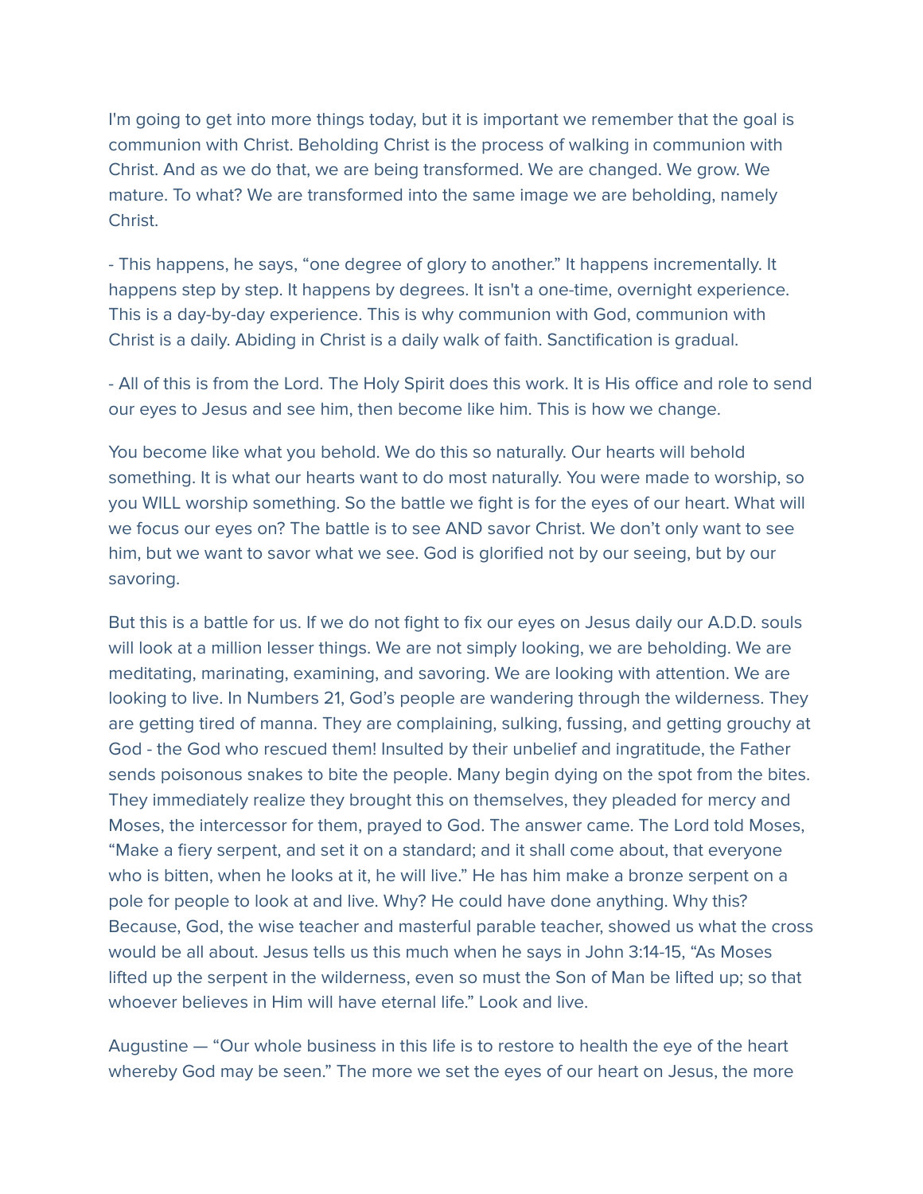I'm going to get into more things today, but it is important we remember that the goal is communion with Christ. Beholding Christ is the process of walking in communion with Christ. And as we do that, we are being transformed. We are changed. We grow. We mature. To what? We are transformed into the same image we are beholding, namely Christ.

- This happens, he says, "one degree of glory to another." It happens incrementally. It happens step by step. It happens by degrees. It isn't a one-time, overnight experience. This is a day-by-day experience. This is why communion with God, communion with Christ is a daily. Abiding in Christ is a daily walk of faith. Sanctification is gradual.

- All of this is from the Lord. The Holy Spirit does this work. It is His office and role to send our eyes to Jesus and see him, then become like him. This is how we change.

You become like what you behold. We do this so naturally. Our hearts will behold something. It is what our hearts want to do most naturally. You were made to worship, so you WILL worship something. So the battle we fight is for the eyes of our heart. What will we focus our eyes on? The battle is to see AND savor Christ. We don't only want to see him, but we want to savor what we see. God is glorified not by our seeing, but by our savoring.

But this is a battle for us. If we do not fight to fix our eyes on Jesus daily our A.D.D. souls will look at a million lesser things. We are not simply looking, we are beholding. We are meditating, marinating, examining, and savoring. We are looking with attention. We are looking to live. In Numbers 21, God's people are wandering through the wilderness. They are getting tired of manna. They are complaining, sulking, fussing, and getting grouchy at God - the God who rescued them! Insulted by their unbelief and ingratitude, the Father sends poisonous snakes to bite the people. Many begin dying on the spot from the bites. They immediately realize they brought this on themselves, they pleaded for mercy and Moses, the intercessor for them, prayed to God. The answer came. The Lord told Moses, "Make a fiery serpent, and set it on a standard; and it shall come about, that everyone who is bitten, when he looks at it, he will live." He has him make a bronze serpent on a pole for people to look at and live. Why? He could have done anything. Why this? Because, God, the wise teacher and masterful parable teacher, showed us what the cross would be all about. Jesus tells us this much when he says in John 3:14-15, "As Moses lifted up the serpent in the wilderness, even so must the Son of Man be lifted up; so that whoever believes in Him will have eternal life." Look and live.

Augustine — "Our whole business in this life is to restore to health the eye of the heart whereby God may be seen." The more we set the eyes of our heart on Jesus, the more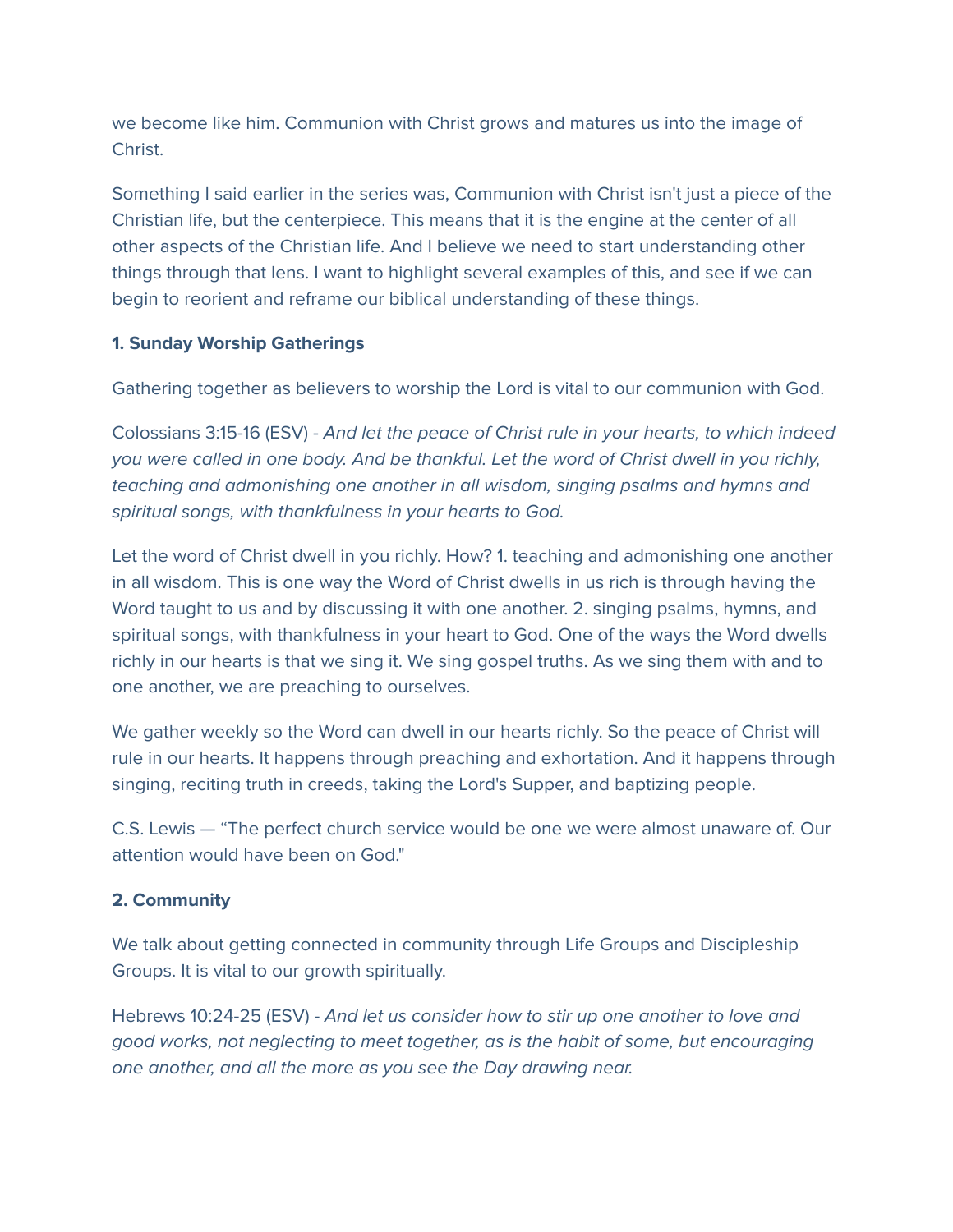we become like him. Communion with Christ grows and matures us into the image of Christ.

Something I said earlier in the series was, Communion with Christ isn't just a piece of the Christian life, but the centerpiece. This means that it is the engine at the center of all other aspects of the Christian life. And I believe we need to start understanding other things through that lens. I want to highlight several examples of this, and see if we can begin to reorient and reframe our biblical understanding of these things.

**1. Sunday Worship Gatherings**

Gathering together as believers to worship the Lord is vital to our communion with God.

Colossians 3:15-16 (ESV) - *And let the peace of Christ rule in your hearts, to which indeed you were called in one body. And be thankful. Let the word of Christ dwell in you richly, teaching and admonishing one another in all wisdom, singing psalms and hymns and spiritual songs, with thankfulness in your hearts to God.*

Let the word of Christ dwell in you richly. How? 1. teaching and admonishing one another in all wisdom. This is one way the Word of Christ dwells in us rich is through having the Word taught to us and by discussing it with one another. 2. singing psalms, hymns, and spiritual songs, with thankfulness in your heart to God. One of the ways the Word dwells richly in our hearts is that we sing it. We sing gospel truths. As we sing them with and to one another, we are preaching to ourselves.

We gather weekly so the Word can dwell in our hearts richly. So the peace of Christ will rule in our hearts. It happens through preaching and exhortation. And it happens through singing, reciting truth in creeds, taking the Lord's Supper, and baptizing people.

C.S. Lewis — “The perfect church service would be one we were almost unaware of. Our attention would have been on God."

**2. Community**

We talk about getting connected in community through Life Groups and Discipleship Groups. It is vital to our growth spiritually.

Hebrews 10:24-25 (ESV) - *And let us consider how to stir up one another to love and good works, not neglecting to meet together, as is the habit of some, but encouraging one another, and all the more as you see the Day drawing near.*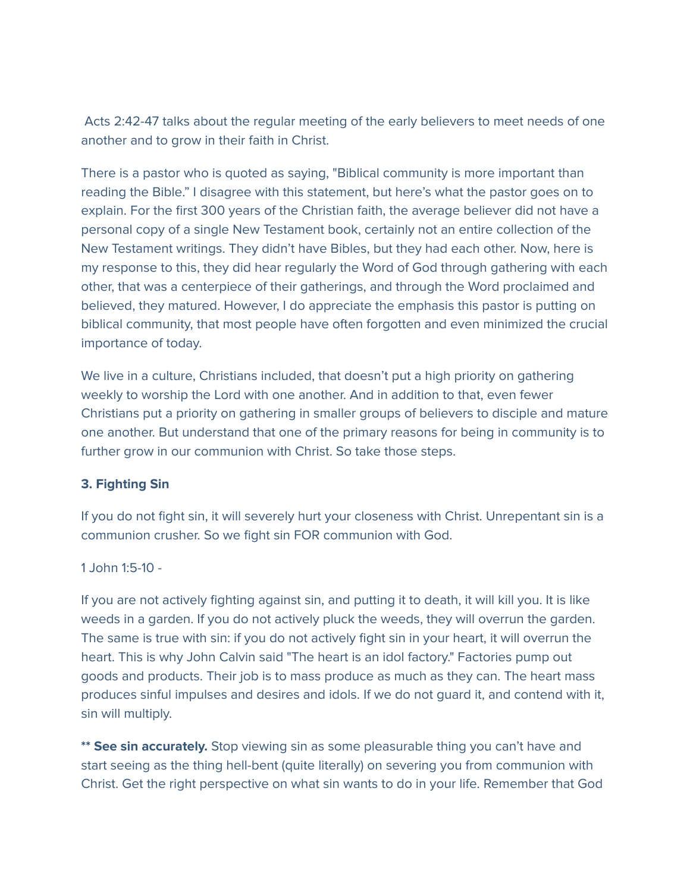Acts 2:42-47 talks about the regular meeting of the early believers to meet needs of one another and to grow in their faith in Christ.

There is a pastor who is quoted as saying, "Biblical community is more important than reading the Bible." I disagree with this statement, but here's what the pastor goes on to explain. For the first 300 years of the Christian faith, the average believer did not have a personal copy of a single New Testament book, certainly not an entire collection of the New Testament writings. They didn't have Bibles, but they had each other. Now, here is my response to this, they did hear regularly the Word of God through gathering with each other, that was a centerpiece of their gatherings, and through the Word proclaimed and believed, they matured. However, I do appreciate the emphasis this pastor is putting on biblical community, that most people have often forgotten and even minimized the crucial importance of today.

We live in a culture, Christians included, that doesn't put a high priority on gathering weekly to worship the Lord with one another. And in addition to that, even fewer Christians put a priority on gathering in smaller groups of believers to disciple and mature one another. But understand that one of the primary reasons for being in community is to further grow in our communion with Christ. So take those steps.

**3. Fighting Sin**

If you do not fight sin, it will severely hurt your closeness with Christ. Unrepentant sin is a communion crusher. So we fight sin FOR communion with God.

1 John 1:5-10 -

If you are not actively fighting against sin, and putting it to death, it will kill you. It is like weeds in a garden. If you do not actively pluck the weeds, they will overrun the garden. The same is true with sin: if you do not actively fight sin in your heart, it will overrun the heart. This is why John Calvin said "The heart is an idol factory." Factories pump out goods and products. Their job is to mass produce as much as they can. The heart mass produces sinful impulses and desires and idols. If we do not guard it, and contend with it, sin will multiply.

** **See sin accurately.** Stop viewing sin as some pleasurable thing you can't have and start seeing as the thing hell-bent (quite literally) on severing you from communion with Christ. Get the right perspective on what sin wants to do in your life. Remember that God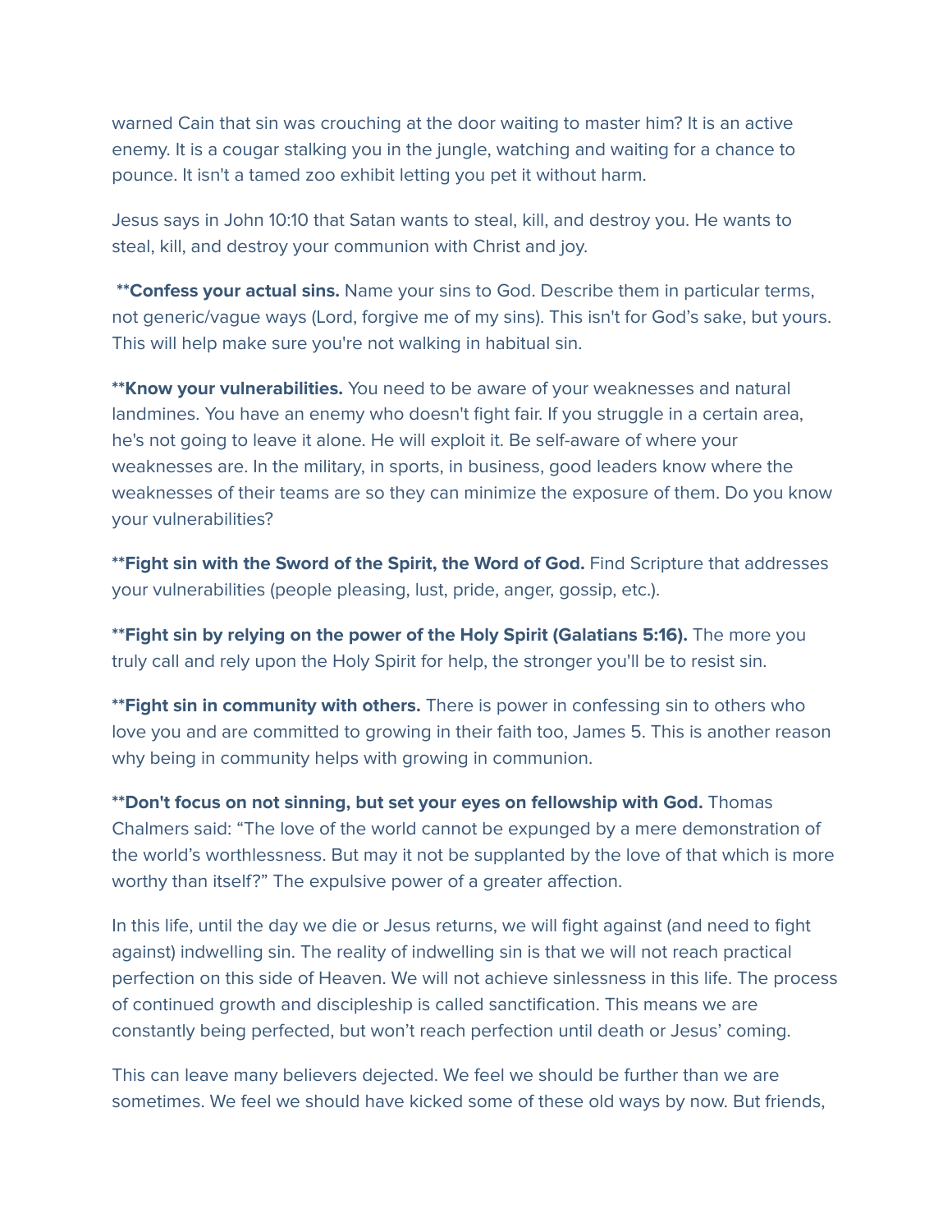warned Cain that sin was crouching at the door waiting to master him? It is an active enemy. It is a cougar stalking you in the jungle, watching and waiting for a chance to pounce. It isn't a tamed zoo exhibit letting you pet it without harm.

Jesus says in John 10:10 that Satan wants to steal, kill, and destroy you. He wants to steal, kill, and destroy your communion with Christ and joy.

**Confess your actual sins.** Name your sins to God. Describe them in particular terms, not generic/vague ways (Lord, forgive me of my sins). This isn't for God's sake, but yours. This will help make sure you're not walking in habitual sin.

**Know your vulnerabilities.** You need to be aware of your weaknesses and natural landmines. You have an enemy who doesn't fight fair. If you struggle in a certain area, he's not going to leave it alone. He will exploit it. Be self-aware of where your weaknesses are. In the military, in sports, in business, good leaders know where the weaknesses of their teams are so they can minimize the exposure of them. Do you know your vulnerabilities?

**Fight sin with the Sword of the Spirit, the Word of God.** Find Scripture that addresses your vulnerabilities (people pleasing, lust, pride, anger, gossip, etc.).

**Fight sin by relying on the power of the Holy Spirit (Galatians 5:16).** The more you truly call and rely upon the Holy Spirit for help, the stronger you'll be to resist sin.

**Fight sin in community with others.** There is power in confessing sin to others who love you and are committed to growing in their faith too, James 5. This is another reason why being in community helps with growing in communion.

**Don't focus on not sinning, but set your eyes on fellowship with God.** Thomas Chalmers said: "The love of the world cannot be expunged by a mere demonstration of the world's worthlessness. But may it not be supplanted by the love of that which is more worthy than itself?" The expulsive power of a greater affection.

In this life, until the day we die or Jesus returns, we will fight against (and need to fight against) indwelling sin. The reality of indwelling sin is that we will not reach practical perfection on this side of Heaven. We will not achieve sinlessness in this life. The process of continued growth and discipleship is called sanctification. This means we are constantly being perfected, but won't reach perfection until death or Jesus' coming.

This can leave many believers dejected. We feel we should be further than we are sometimes. We feel we should have kicked some of these old ways by now. But friends,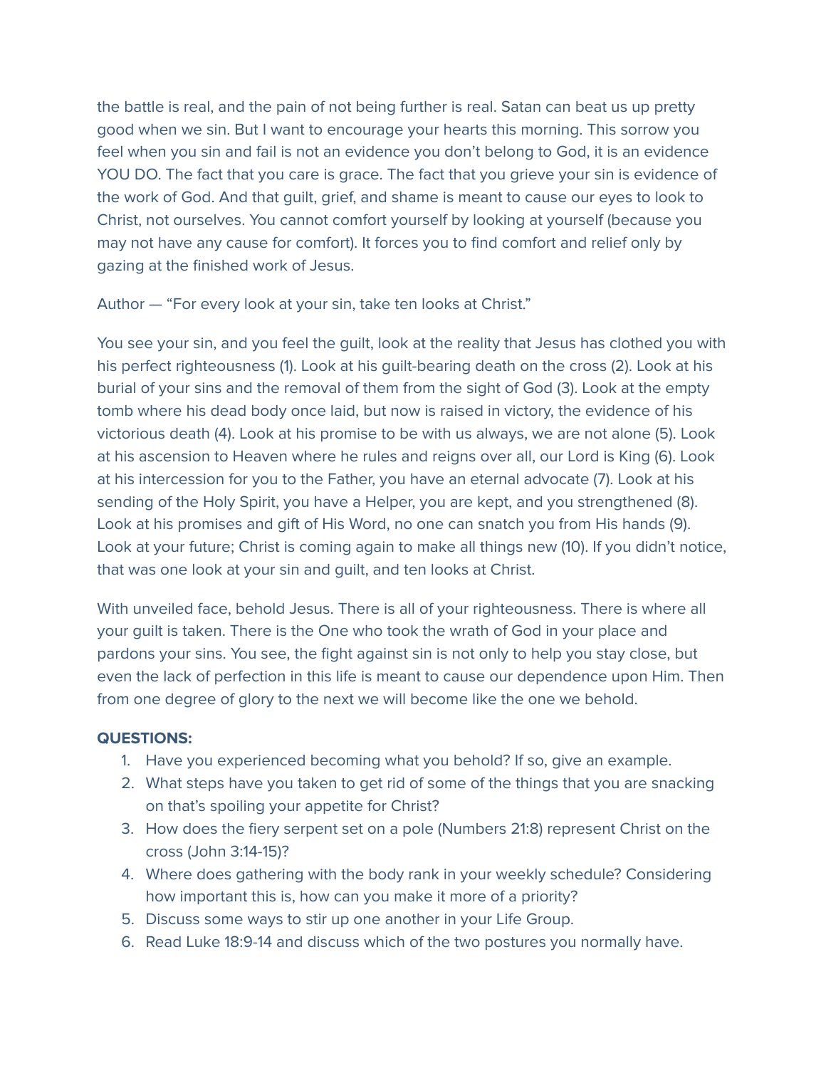the battle is real, and the pain of not being further is real. Satan can beat us up pretty good when we sin. But I want to encourage your hearts this morning. This sorrow you feel when you sin and fail is not an evidence you don't belong to God, it is an evidence YOU DO. The fact that you care is grace. The fact that you grieve your sin is evidence of the work of God. And that guilt, grief, and shame is meant to cause our eyes to look to Christ, not ourselves. You cannot comfort yourself by looking at yourself (because you may not have any cause for comfort). It forces you to find comfort and relief only by gazing at the finished work of Jesus.

Author — "For every look at your sin, take ten looks at Christ."

You see your sin, and you feel the guilt, look at the reality that Jesus has clothed you with his perfect righteousness (1). Look at his guilt-bearing death on the cross (2). Look at his burial of your sins and the removal of them from the sight of God (3). Look at the empty tomb where his dead body once laid, but now is raised in victory, the evidence of his victorious death (4). Look at his promise to be with us always, we are not alone (5). Look at his ascension to Heaven where he rules and reigns over all, our Lord is King (6). Look at his intercession for you to the Father, you have an eternal advocate (7). Look at his sending of the Holy Spirit, you have a Helper, you are kept, and you strengthened (8). Look at his promises and gift of His Word, no one can snatch you from His hands (9). Look at your future; Christ is coming again to make all things new (10). If you didn't notice, that was one look at your sin and guilt, and ten looks at Christ.

With unveiled face, behold Jesus. There is all of your righteousness. There is where all your guilt is taken. There is the One who took the wrath of God in your place and pardons your sins. You see, the fight against sin is not only to help you stay close, but even the lack of perfection in this life is meant to cause our dependence upon Him. Then from one degree of glory to the next we will become like the one we behold.

**QUESTIONS:**

1. Have you experienced becoming what you behold? If so, give an example.
2. What steps have you taken to get rid of some of the things that you are snacking on that's spoiling your appetite for Christ?
3. How does the fiery serpent set on a pole (Numbers 21:8) represent Christ on the cross (John 3:14-15)?
4. Where does gathering with the body rank in your weekly schedule? Considering how important this is, how can you make it more of a priority?
5. Discuss some ways to stir up one another in your Life Group.
6. Read Luke 18:9-14 and discuss which of the two postures you normally have.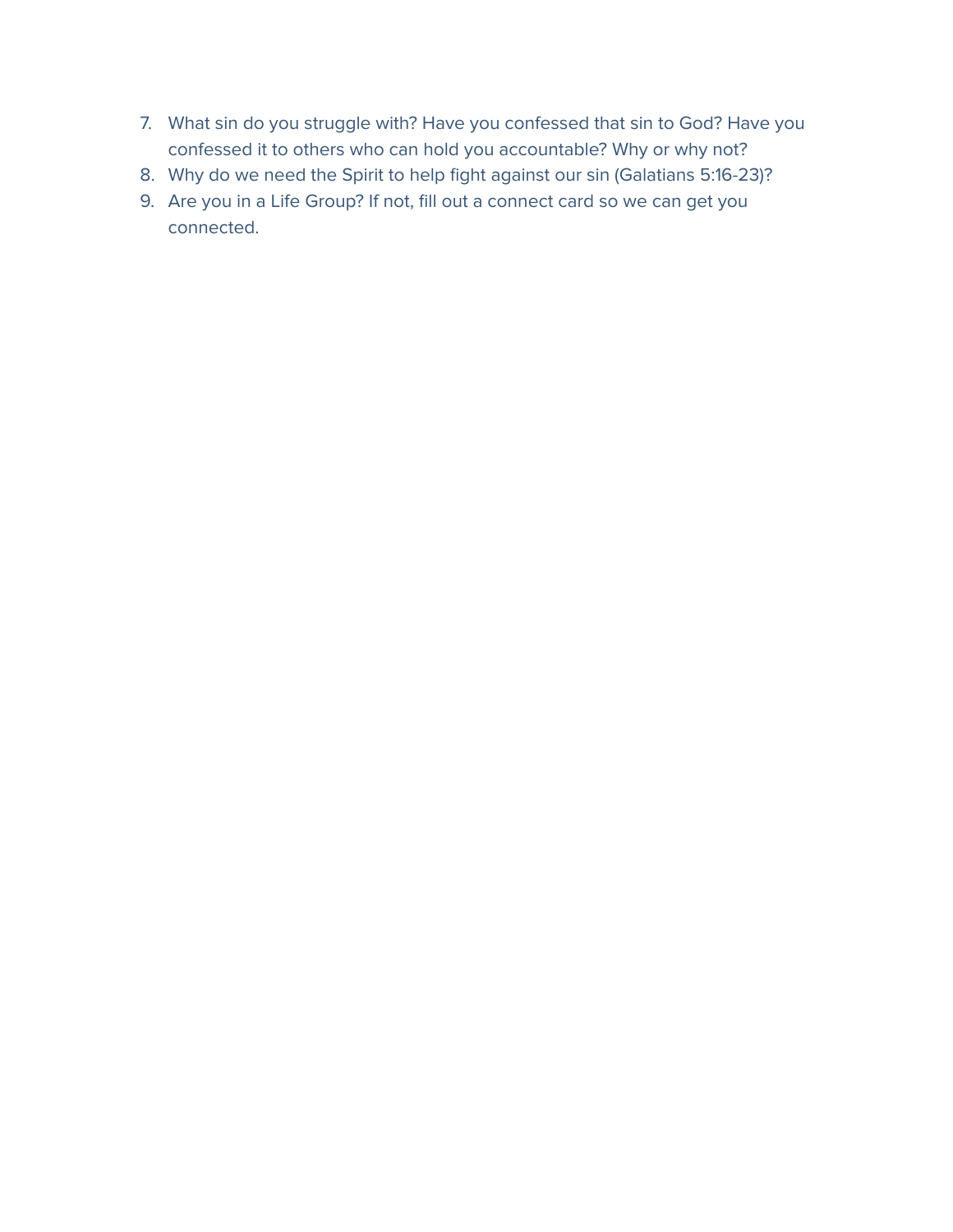7. What sin do you struggle with? Have you confessed that sin to God? Have you confessed it to others who can hold you accountable? Why or why not?
8. Why do we need the Spirit to help fight against our sin (Galatians 5:16-23)?
9. Are you in a Life Group? If not, fill out a connect card so we can get you connected.